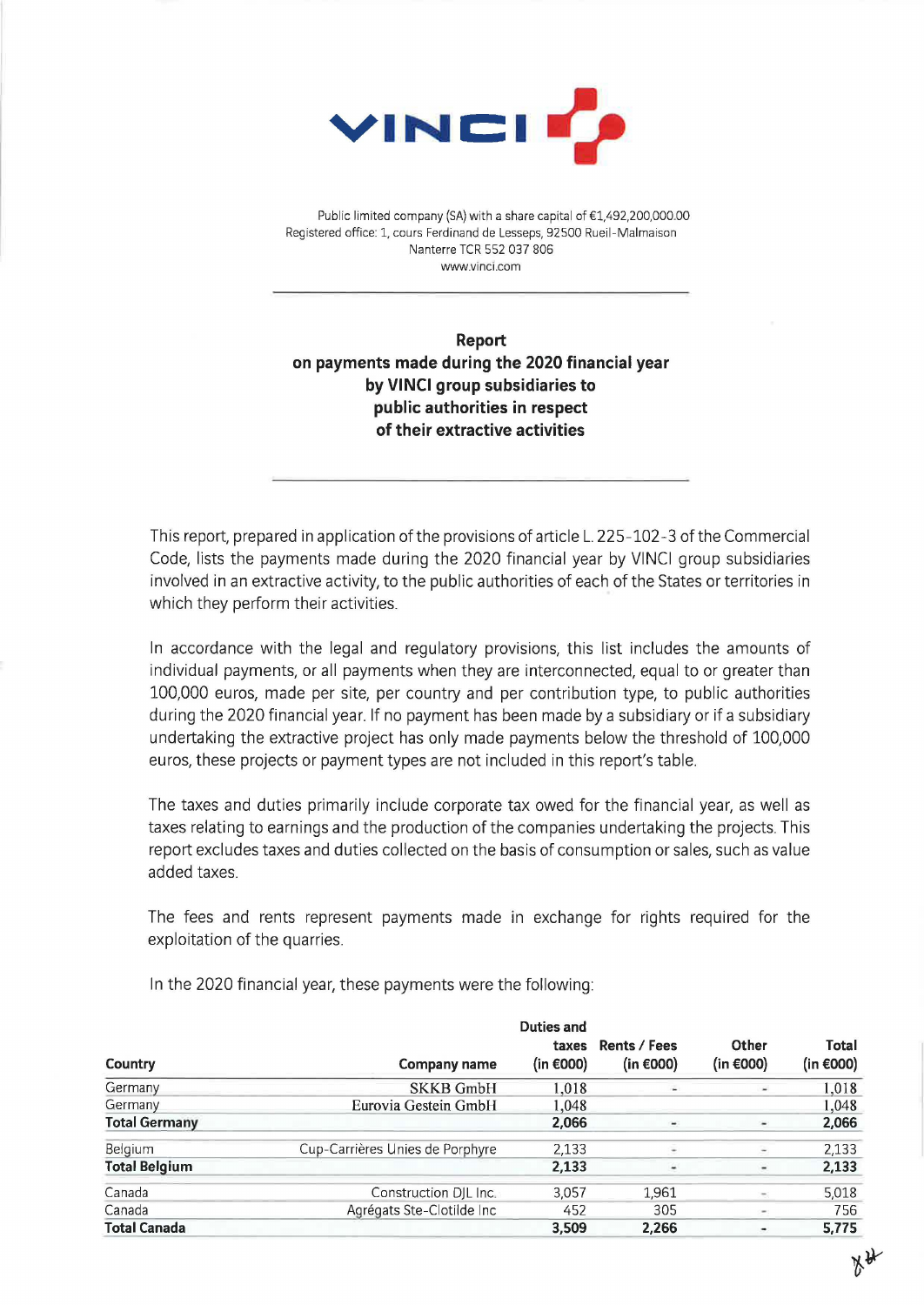VINCI

Public limited company (SA) with a share capital of €1,492,200,000.00
Registered office: 1, cours Ferdinand de Lesseps, 92500 Rueil-Malmaison
Nanterre TCR 552 037 806
www.vinci.com

---

**Report**
**on payments made during the 2020 financial year**
**by VINCI group subsidiaries to**
**public authorities in respect**
**of their extractive activities**

---

This report, prepared in application of the provisions of article L. 225-102-3 of the Commercial Code, lists the payments made during the 2020 financial year by VINCI group subsidiaries involved in an extractive activity, to the public authorities of each of the States or territories in which they perform their activities.

In accordance with the legal and regulatory provisions, this list includes the amounts of individual payments, or all payments when they are interconnected, equal to or greater than 100,000 euros, made per site, per country and per contribution type, to public authorities during the 2020 financial year. If no payment has been made by a subsidiary or if a subsidiary undertaking the extractive project has only made payments below the threshold of 100,000 euros, these projects or payment types are not included in this report's table.

The taxes and duties primarily include corporate tax owed for the financial year, as well as taxes relating to earnings and the production of the companies undertaking the projects. This report excludes taxes and duties collected on the basis of consumption or sales, such as value added taxes.

The fees and rents represent payments made in exchange for rights required for the exploitation of the quarries.

In the 2020 financial year, these payments were the following:

| Country | Company name | Duties and taxes (in €000) | Rents / Fees (in €000) | Other (in €000) | Total (in €000) |
|---|---|---|---|---|---|
| Germany | SKKB GmbH | 1,018 | - | - | 1,018 |
| Germany | Eurovia Gestein GmbH | 1,048 | | | 1,048 |
| **Total Germany** | | **2,066** | **-** | **-** | **2,066** |
| Belgium | Cup-Carrières Unies de Porphyre | 2,133 | - | - | 2,133 |
| **Total Belgium** | | **2,133** | **-** | **-** | **2,133** |
| Canada | Construction DJL Inc. | 3,057 | 1,961 | - | 5,018 |
| Canada | Agrégats Ste-Clotilde Inc | 452 | 305 | - | 756 |
| **Total Canada** | | **3,509** | **2,266** | **-** | **5,775** |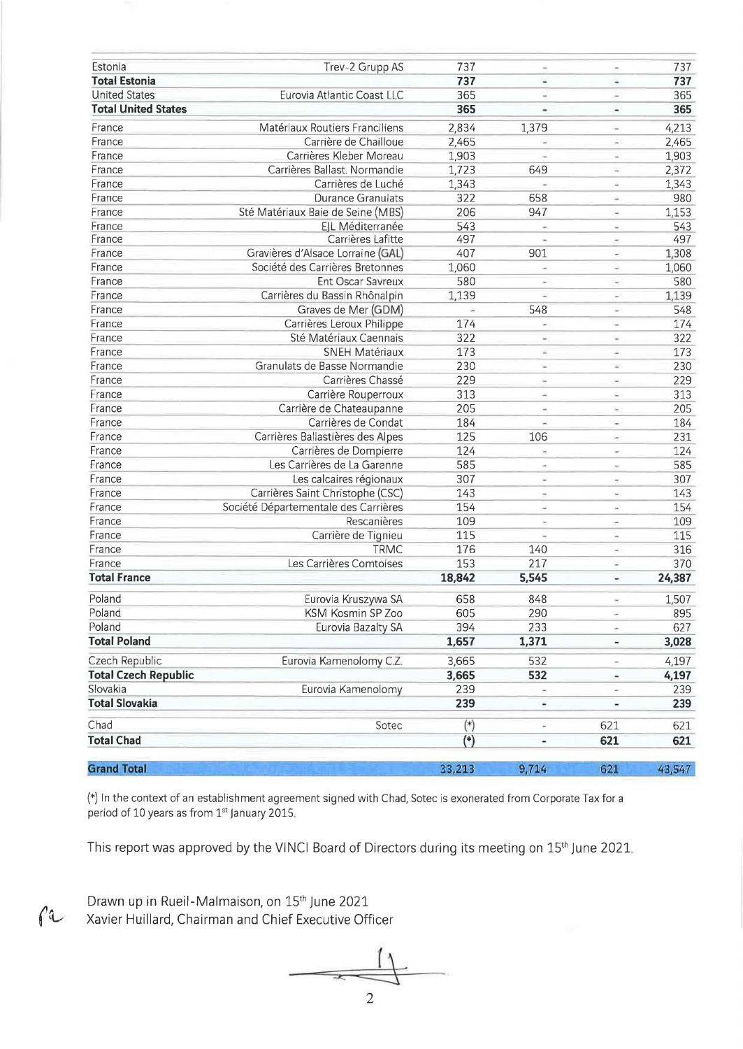| | | | | | |
|---|---|---|---|---|---|
| Estonia | Trev-2 Grupp AS | 737 | - | - | 737 |
| **Total Estonia** | | **737** | **-** | **-** | **737** |
| United States | Eurovia Atlantic Coast LLC | 365 | - | - | 365 |
| **Total United States** | | **365** | **-** | **-** | **365** |
| France | Matériaux Routiers Franciliens | 2,834 | 1,379 | - | 4,213 |
| France | Carrière de Chailloue | 2,465 | - | - | 2,465 |
| France | Carrières Kleber Moreau | 1,903 | - | - | 1,903 |
| France | Carrières Ballast. Normandie | 1,723 | 649 | - | 2,372 |
| France | Carrières de Luché | 1,343 | - | - | 1,343 |
| France | Durance Granulats | 322 | 658 | - | 980 |
| France | Sté Matériaux Baie de Seine (MBS) | 206 | 947 | - | 1,153 |
| France | EJL Méditerranée | 543 | - | - | 543 |
| France | Carrières Lafitte | 497 | - | - | 497 |
| France | Gravières d'Alsace Lorraine (GAL) | 407 | 901 | - | 1,308 |
| France | Société des Carrières Bretonnes | 1,060 | - | - | 1,060 |
| France | Ent Oscar Savreux | 580 | - | - | 580 |
| France | Carrières du Bassin Rhônalpin | 1,139 | - | - | 1,139 |
| France | Graves de Mer (GDM) | - | 548 | - | 548 |
| France | Carrières Leroux Philippe | 174 | - | - | 174 |
| France | Sté Matériaux Caennais | 322 | - | - | 322 |
| France | SNEH Matériaux | 173 | - | - | 173 |
| France | Granulats de Basse Normandie | 230 | - | - | 230 |
| France | Carrières Chassé | 229 | - | - | 229 |
| France | Carrière Rouperroux | 313 | - | - | 313 |
| France | Carrière de Chateaupanne | 205 | - | - | 205 |
| France | Carrières de Condat | 184 | - | - | 184 |
| France | Carrières Ballastières des Alpes | 125 | 106 | - | 231 |
| France | Carrières de Dompierre | 124 | - | - | 124 |
| France | Les Carrières de La Garenne | 585 | - | - | 585 |
| France | Les calcaires régionaux | 307 | - | - | 307 |
| France | Carrières Saint Christophe (CSC) | 143 | - | - | 143 |
| France | Société Départementale des Carrières | 154 | - | - | 154 |
| France | Rescanières | 109 | - | - | 109 |
| France | Carrière de Tignieu | 115 | - | - | 115 |
| France | TRMC | 176 | 140 | - | 316 |
| France | Les Carrières Comtoises | 153 | 217 | - | 370 |
| **Total France** | | **18,842** | **5,545** | **-** | **24,387** |
| Poland | Eurovia Kruszywa SA | 658 | 848 | - | 1,507 |
| Poland | KSM Kosmin SP Zoo | 605 | 290 | - | 895 |
| Poland | Eurovia Bazalty SA | 394 | 233 | - | 627 |
| **Total Poland** | | **1,657** | **1,371** | **-** | **3,028** |
| Czech Republic | Eurovia Kamenolomy C.Z. | 3,665 | 532 | - | 4,197 |
| **Total Czech Republic** | | **3,665** | **532** | **-** | **4,197** |
| Slovakia | Eurovia Kamenolomy | 239 | - | - | 239 |
| **Total Slovakia** | | **239** | **-** | **-** | **239** |
| Chad | Sotec | (*) | - | 621 | 621 |
| **Total Chad** | | **(*)** | **-** | **621** | **621** |
| **Grand Total** | | **33,213** | **9,714** | **621** | **43,547** |

(*) In the context of an establishment agreement signed with Chad, Sotec is exonerated from Corporate Tax for a period of 10 years as from 1st January 2015.

This report was approved by the VINCI Board of Directors during its meeting on 15th June 2021.

Drawn up in Rueil-Malmaison, on 15th June 2021
Xavier Huillard, Chairman and Chief Executive Officer